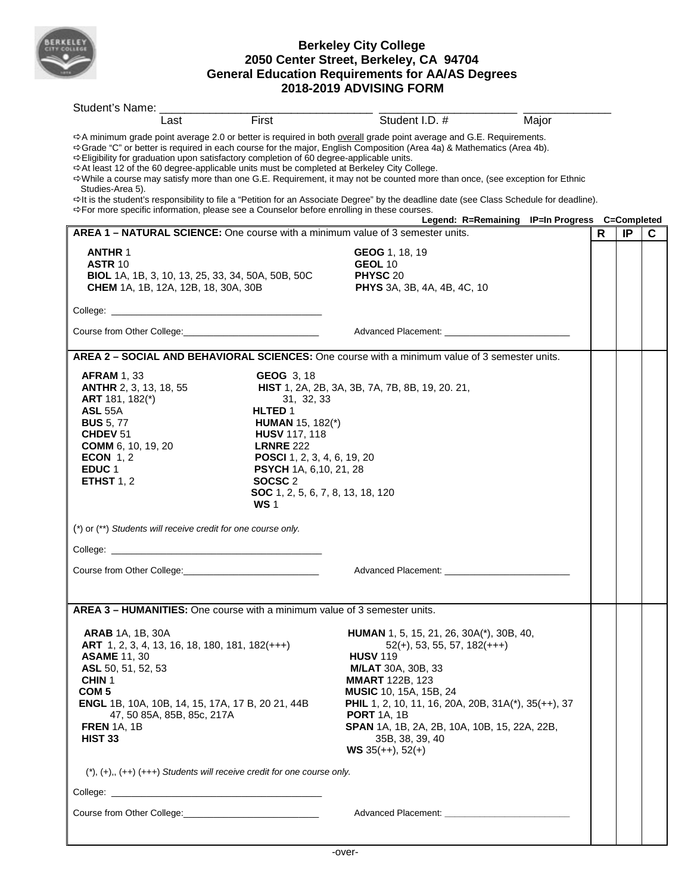# Berkeley City College
## 2050 Center Street, Berkeley, CA 94704
## General Education Requirements for AA/AS Degrees
## 2018-2019 ADVISING FORM

Student's Name: ________________________________ ______________________ ______________
Last First Student I.D. # Major

- ⇨A minimum grade point average 2.0 or better is required in both overall grade point average and G.E. Requirements.
- ⇨Grade "C" or better is required in each course for the major, English Composition (Area 4a) & Mathematics (Area 4b).
- ⇨Eligibility for graduation upon satisfactory completion of 60 degree-applicable units.
- ⇨At least 12 of the 60 degree-applicable units must be completed at Berkeley City College.
- ⇨While a course may satisfy more than one G.E. Requirement, it may not be counted more than once, (see exception for Ethnic Studies-Area 5).
- ⇨It is the student's responsibility to file a "Petition for an Associate Degree" by the deadline date (see Class Schedule for deadline).
- ⇨For more specific information, please see a Counselor before enrolling in these courses.

**Legend: R=Remaining IP=In Progress C=Completed**

| Requirement | R | IP | C |
|---|---|---|---|
| **AREA 1 – NATURAL SCIENCE:** One course with a minimum value of 3 semester units.<br><br>**ANTHR** 1<br>**ASTR** 10<br>**BIOL** 1A, 1B, 3, 10, 13, 25, 33, 34, 50A, 50B, 50C<br>**CHEM** 1A, 1B, 12A, 12B, 18, 30A, 30B<br>**GEOG** 1, 18, 19<br>**GEOL** 10<br>**PHYSC** 20<br>**PHYS** 3A, 3B, 4A, 4B, 4C, 10<br><br>College: ______________________<br><br>Course from Other College: ______________________ Advanced Placement: ______________________ | | | |
| **AREA 2 – SOCIAL AND BEHAVIORAL SCIENCES:** One course with a minimum value of 3 semester units.<br><br>**AFRAM** 1, 33<br>**ANTHR** 2, 3, 13, 18, 55<br>**ART** 181, 182(*)<br>**ASL** 55A<br>**BUS** 5, 77<br>**CHDEV** 51<br>**COMM** 6, 10, 19, 20<br>**ECON** 1, 2<br>**EDUC** 1<br>**ETHST** 1, 2<br>**GEOG** 3, 18<br>**HIST** 1, 2A, 2B, 3A, 3B, 7A, 7B, 8B, 19, 20. 21, 31, 32, 33<br>**HLTED** 1<br>**HUMAN** 15, 182(*)<br>**HUSV** 117, 118<br>**LRNRE** 222<br>**POSCI** 1, 2, 3, 4, 6, 19, 20<br>**PSYCH** 1A, 6,10, 21, 28<br>**SOCSC** 2<br>**SOC** 1, 2, 5, 6, 7, 8, 13, 18, 120<br>**WS** 1<br><br>(*) or (**) *Students will receive credit for one course only.*<br><br>College: ______________________<br><br>Course from Other College: ______________________ Advanced Placement: ______________________ | | | |
| **AREA 3 – HUMANITIES:** One course with a minimum value of 3 semester units.<br><br>**ARAB** 1A, 1B, 30A<br>**ART** 1, 2, 3, 4, 13, 16, 18, 180, 181, 182(+++)<br>**ASAME** 11, 30<br>**ASL** 50, 51, 52, 53<br>**CHIN** 1<br>**COM 5**<br>**ENGL** 1B, 10A, 10B, 14, 15, 17A, 17 B, 20 21, 44B 47, 50 85A, 85B, 85c, 217A<br>**FREN** 1A, 1B<br>**HIST 33**<br>**HUMAN** 1, 5, 15, 21, 26, 30A(*), 30B, 40, 52(+), 53, 55, 57, 182(+++)<br>**HUSV** 119<br>**M/LAT** 30A, 30B, 33<br>**MMART** 122B, 123<br>**MUSIC** 10, 15A, 15B, 24<br>**PHIL** 1, 2, 10, 11, 16, 20A, 20B, 31A(*), 35(++), 37<br>**PORT** 1A, 1B<br>**SPAN** 1A, 1B, 2A, 2B, 10A, 10B, 15, 22A, 22B, 35B, 38, 39, 40<br>**WS** 35(++), 52(+)<br><br>(*), (+),, (++) (+++) *Students will receive credit for one course only.*<br><br>College: ______________________<br><br>Course from Other College: ______________________ Advanced Placement: ______________________ | | | |

-over-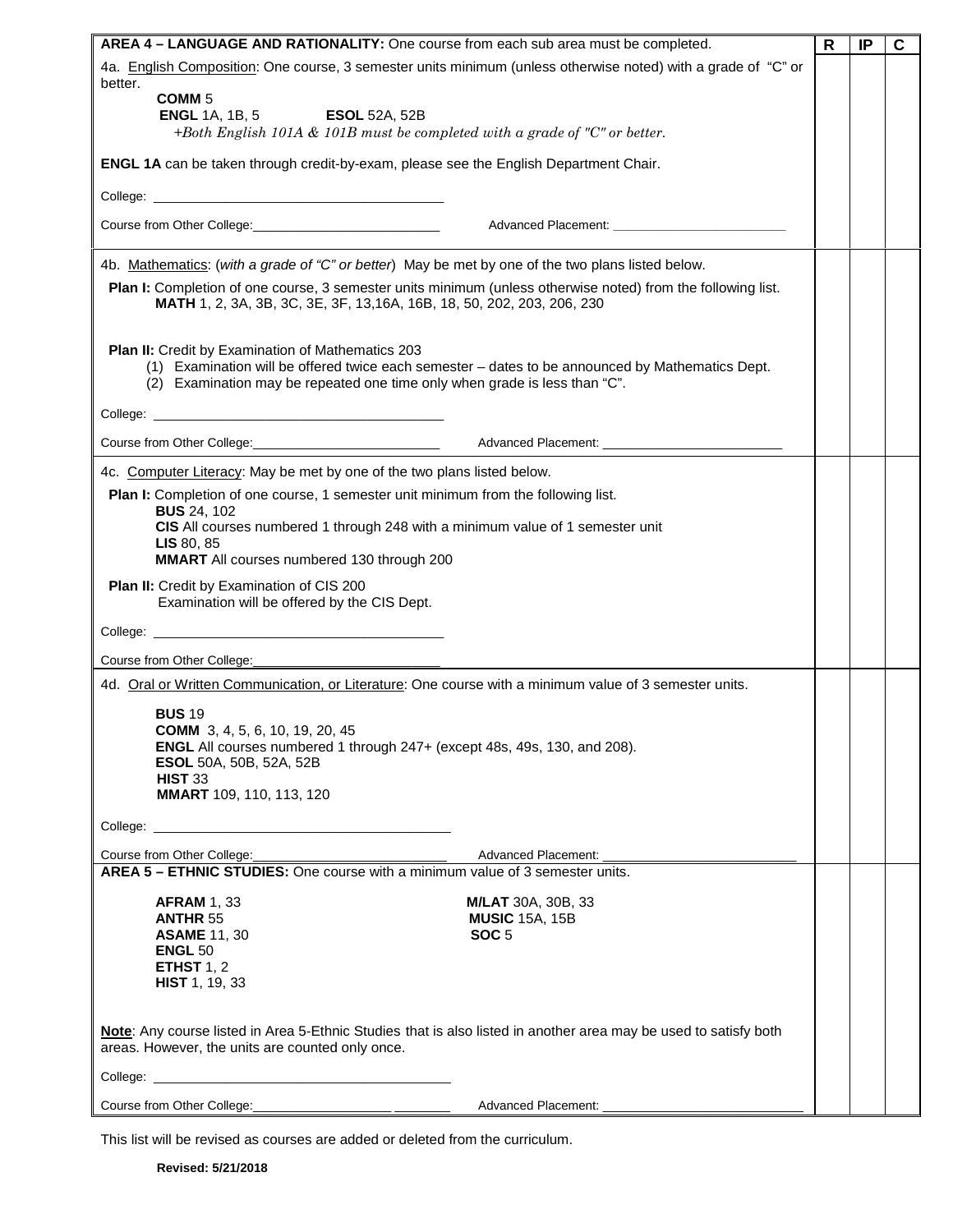| AREA 4 – LANGUAGE AND RATIONALITY: One course from each sub area must be completed. | R | IP | C |
|---|---|---|---|
| 4a. English Composition: One course, 3 semester units minimum (unless otherwise noted) with a grade of "C" or better.<br>**COMM** 5<br>**ENGL** 1A, 1B, 5 **ESOL** 52A, 52B<br>*+Both English 101A & 101B must be completed with a grade of "C" or better.*<br><br>**ENGL 1A** can be taken through credit-by-exam, please see the English Department Chair.<br><br>College: ____________________<br><br>Course from Other College: ____________ Advanced Placement: ____________ | | | |
| 4b. Mathematics: (*with a grade of "C" or better*) May be met by one of the two plans listed below.<br>**Plan I:** Completion of one course, 3 semester units minimum (unless otherwise noted) from the following list.<br>**MATH** 1, 2, 3A, 3B, 3C, 3E, 3F, 13,16A, 16B, 18, 50, 202, 203, 206, 230<br><br>**Plan II:** Credit by Examination of Mathematics 203<br>(1) Examination will be offered twice each semester – dates to be announced by Mathematics Dept.<br>(2) Examination may be repeated one time only when grade is less than "C".<br><br>College: ____________________<br><br>Course from Other College: ____________ Advanced Placement: ____________ | | | |
| 4c. Computer Literacy: May be met by one of the two plans listed below.<br>**Plan I:** Completion of one course, 1 semester unit minimum from the following list.<br>**BUS** 24, 102<br>**CIS** All courses numbered 1 through 248 with a minimum value of 1 semester unit<br>**LIS** 80, 85<br>**MMART** All courses numbered 130 through 200<br><br>**Plan II:** Credit by Examination of CIS 200<br>Examination will be offered by the CIS Dept.<br><br>College: ____________________<br><br>Course from Other College: ____________ | | | |
| 4d. Oral or Written Communication, or Literature: One course with a minimum value of 3 semester units.<br><br>**BUS** 19<br>**COMM** 3, 4, 5, 6, 10, 19, 20, 45<br>**ENGL** All courses numbered 1 through 247+ (except 48s, 49s, 130, and 208).<br>**ESOL** 50A, 50B, 52A, 52B<br>**HIST** 33<br>**MMART** 109, 110, 113, 120<br><br>College: ____________________<br><br>Course from Other College: ____________ Advanced Placement: ____________ | | | |
| **AREA 5 – ETHNIC STUDIES:** One course with a minimum value of 3 semester units.<br><br>**AFRAM** 1, 33<br>**ANTHR** 55<br>**ASAME** 11, 30<br>**ENGL** 50<br>**ETHST** 1, 2<br>**HIST** 1, 19, 33<br>**M/LAT** 30A, 30B, 33<br>**MUSIC** 15A, 15B<br>**SOC** 5<br><br>**Note**: Any course listed in Area 5-Ethnic Studies that is also listed in another area may be used to satisfy both areas. However, the units are counted only once.<br><br>College: ____________________<br><br>Course from Other College: ____________ Advanced Placement: ____________ | | | |

This list will be revised as courses are added or deleted from the curriculum.

**Revised: 5/21/2018**